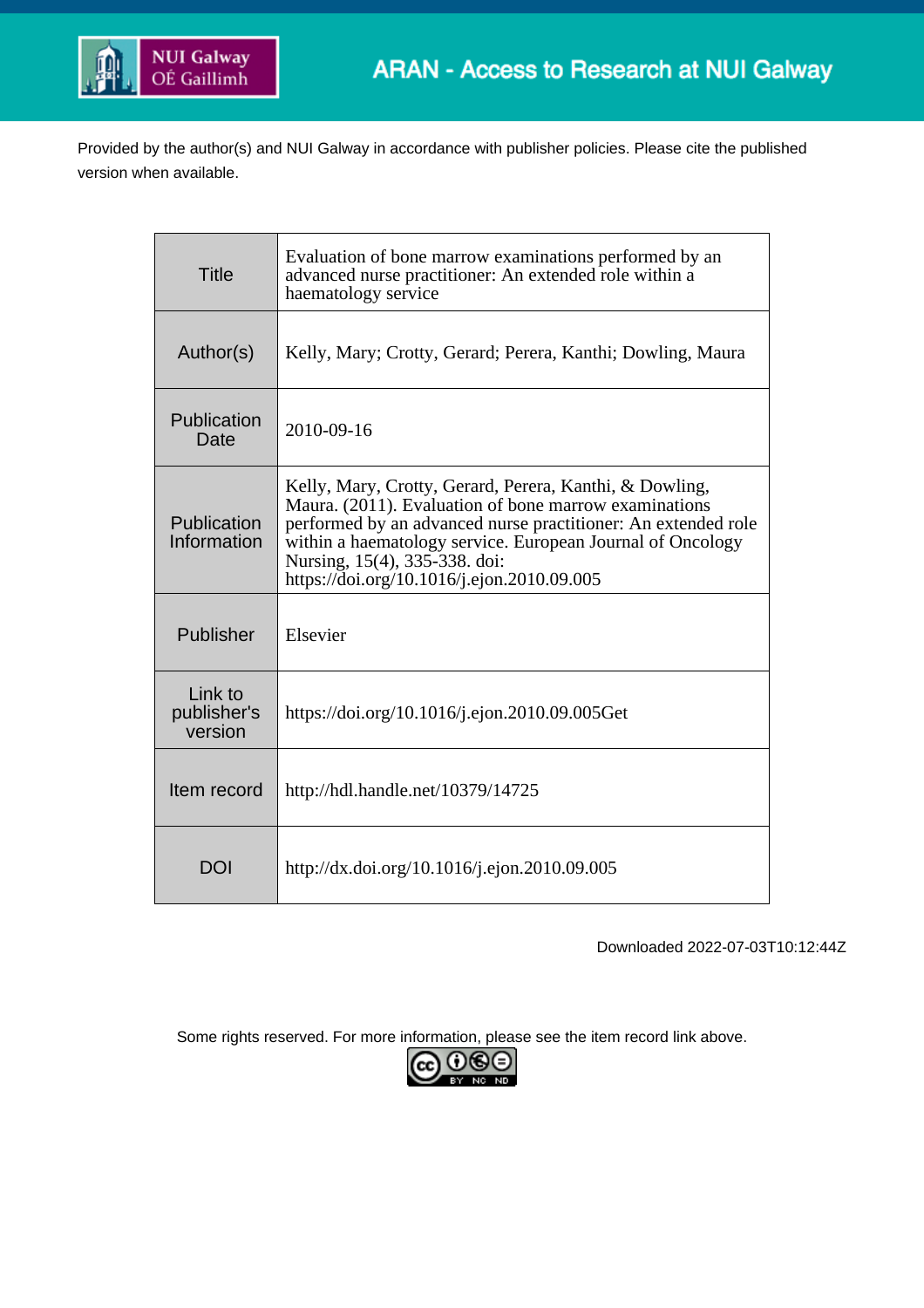ARAN - Access to Research at NUI Galway

Provided by the author(s) and NUI Galway in accordance with publisher policies. Please cite the published version when available.

| | |
|---|---|
| Title | Evaluation of bone marrow examinations performed by an advanced nurse practitioner: An extended role within a haematology service |
| Author(s) | Kelly, Mary; Crotty, Gerard; Perera, Kanthi; Dowling, Maura |
| Publication Date | 2010-09-16 |
| Publication Information | Kelly, Mary, Crotty, Gerard, Perera, Kanthi, & Dowling, Maura. (2011). Evaluation of bone marrow examinations performed by an advanced nurse practitioner: An extended role within a haematology service. European Journal of Oncology Nursing, 15(4), 335-338. doi: https://doi.org/10.1016/j.ejon.2010.09.005 |
| Publisher | Elsevier |
| Link to publisher's version | https://doi.org/10.1016/j.ejon.2010.09.005Get |
| Item record | http://hdl.handle.net/10379/14725 |
| DOI | http://dx.doi.org/10.1016/j.ejon.2010.09.005 |

Downloaded 2022-07-03T10:12:44Z

Some rights reserved. For more information, please see the item record link above.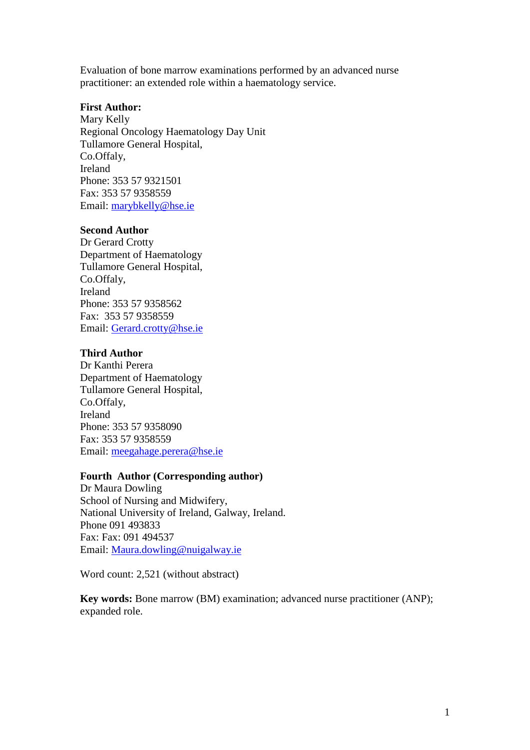Evaluation of bone marrow examinations performed by an advanced nurse practitioner: an extended role within a haematology service.

**First Author:**
Mary Kelly
Regional Oncology Haematology Day Unit
Tullamore General Hospital,
Co.Offaly,
Ireland
Phone: 353 57 9321501
Fax: 353 57 9358559
Email: marybkelly@hse.ie

**Second Author**
Dr Gerard Crotty
Department of Haematology
Tullamore General Hospital,
Co.Offaly,
Ireland
Phone: 353 57 9358562
Fax: 353 57 9358559
Email: Gerard.crotty@hse.ie

**Third Author**
Dr Kanthi Perera
Department of Haematology
Tullamore General Hospital,
Co.Offaly,
Ireland
Phone: 353 57 9358090
Fax: 353 57 9358559
Email: meegahage.perera@hse.ie

**Fourth Author (Corresponding author)**
Dr Maura Dowling
School of Nursing and Midwifery,
National University of Ireland, Galway, Ireland.
Phone 091 493833
Fax: Fax: 091 494537
Email: Maura.dowling@nuigalway.ie

Word count: 2,521 (without abstract)

**Key words:** Bone marrow (BM) examination; advanced nurse practitioner (ANP); expanded role.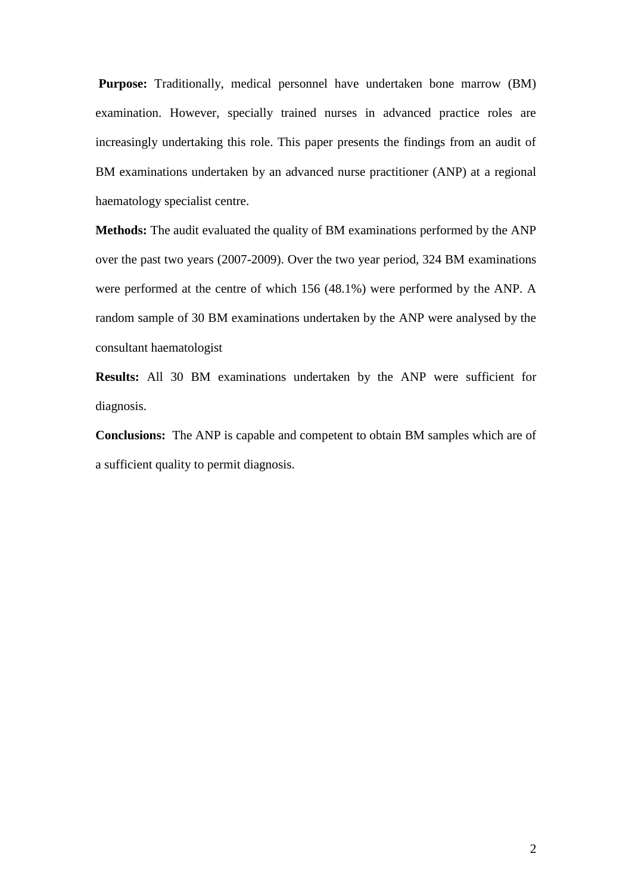**Purpose:** Traditionally, medical personnel have undertaken bone marrow (BM) examination. However, specially trained nurses in advanced practice roles are increasingly undertaking this role. This paper presents the findings from an audit of BM examinations undertaken by an advanced nurse practitioner (ANP) at a regional haematology specialist centre.

**Methods:** The audit evaluated the quality of BM examinations performed by the ANP over the past two years (2007-2009). Over the two year period, 324 BM examinations were performed at the centre of which 156 (48.1%) were performed by the ANP. A random sample of 30 BM examinations undertaken by the ANP were analysed by the consultant haematologist

**Results:** All 30 BM examinations undertaken by the ANP were sufficient for diagnosis.

**Conclusions:** The ANP is capable and competent to obtain BM samples which are of a sufficient quality to permit diagnosis.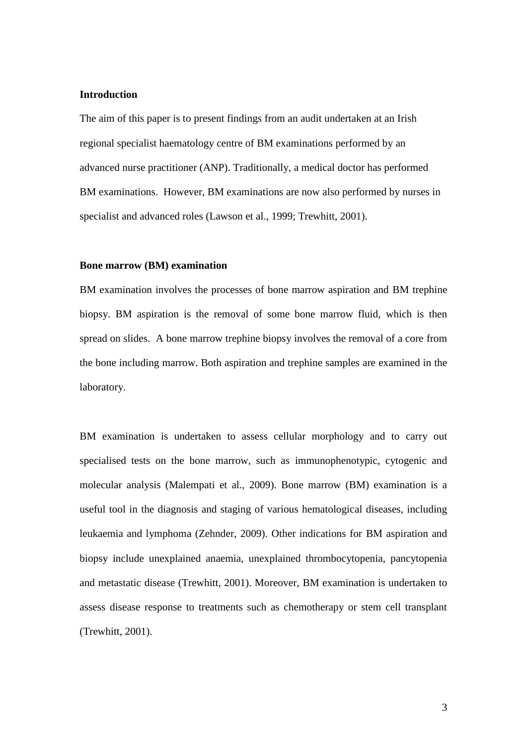## Introduction

The aim of this paper is to present findings from an audit undertaken at an Irish regional specialist haematology centre of BM examinations performed by an advanced nurse practitioner (ANP). Traditionally, a medical doctor has performed BM examinations. However, BM examinations are now also performed by nurses in specialist and advanced roles (Lawson et al., 1999; Trewhitt, 2001).

## Bone marrow (BM) examination

BM examination involves the processes of bone marrow aspiration and BM trephine biopsy. BM aspiration is the removal of some bone marrow fluid, which is then spread on slides. A bone marrow trephine biopsy involves the removal of a core from the bone including marrow. Both aspiration and trephine samples are examined in the laboratory.

BM examination is undertaken to assess cellular morphology and to carry out specialised tests on the bone marrow, such as immunophenotypic, cytogenic and molecular analysis (Malempati et al., 2009). Bone marrow (BM) examination is a useful tool in the diagnosis and staging of various hematological diseases, including leukaemia and lymphoma (Zehnder, 2009). Other indications for BM aspiration and biopsy include unexplained anaemia, unexplained thrombocytopenia, pancytopenia and metastatic disease (Trewhitt, 2001). Moreover, BM examination is undertaken to assess disease response to treatments such as chemotherapy or stem cell transplant (Trewhitt, 2001).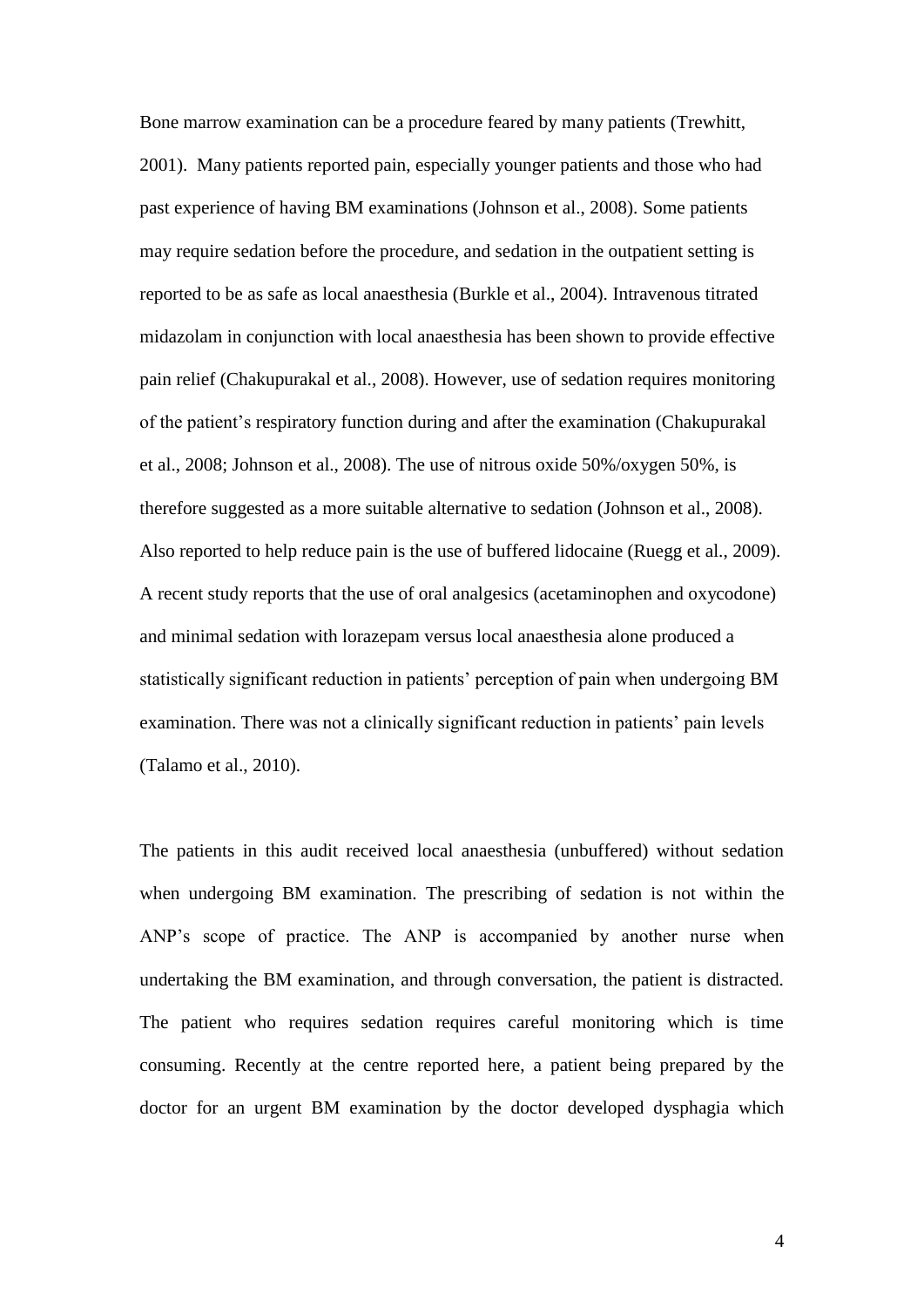Bone marrow examination can be a procedure feared by many patients (Trewhitt, 2001). Many patients reported pain, especially younger patients and those who had past experience of having BM examinations (Johnson et al., 2008). Some patients may require sedation before the procedure, and sedation in the outpatient setting is reported to be as safe as local anaesthesia (Burkle et al., 2004). Intravenous titrated midazolam in conjunction with local anaesthesia has been shown to provide effective pain relief (Chakupurakal et al., 2008). However, use of sedation requires monitoring of the patient's respiratory function during and after the examination (Chakupurakal et al., 2008; Johnson et al., 2008). The use of nitrous oxide 50%/oxygen 50%, is therefore suggested as a more suitable alternative to sedation (Johnson et al., 2008). Also reported to help reduce pain is the use of buffered lidocaine (Ruegg et al., 2009). A recent study reports that the use of oral analgesics (acetaminophen and oxycodone) and minimal sedation with lorazepam versus local anaesthesia alone produced a statistically significant reduction in patients' perception of pain when undergoing BM examination. There was not a clinically significant reduction in patients' pain levels (Talamo et al., 2010).

The patients in this audit received local anaesthesia (unbuffered) without sedation when undergoing BM examination. The prescribing of sedation is not within the ANP's scope of practice. The ANP is accompanied by another nurse when undertaking the BM examination, and through conversation, the patient is distracted. The patient who requires sedation requires careful monitoring which is time consuming. Recently at the centre reported here, a patient being prepared by the doctor for an urgent BM examination by the doctor developed dysphagia which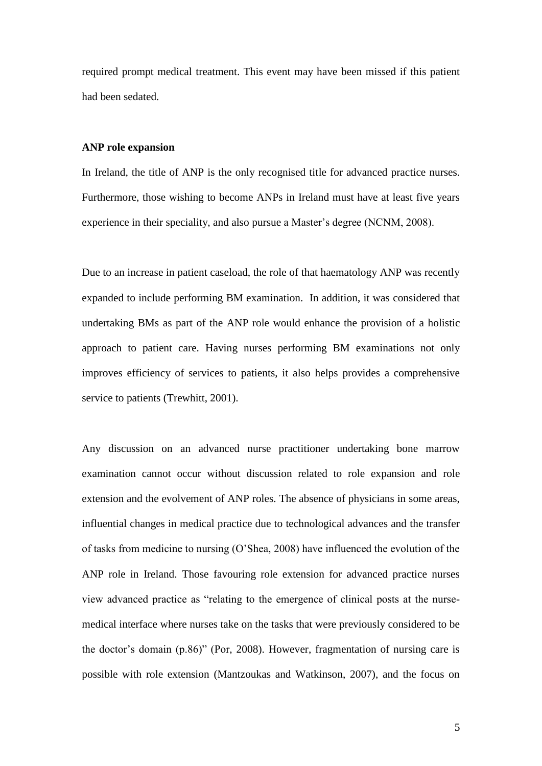required prompt medical treatment. This event may have been missed if this patient had been sedated.

**ANP role expansion**

In Ireland, the title of ANP is the only recognised title for advanced practice nurses. Furthermore, those wishing to become ANPs in Ireland must have at least five years experience in their speciality, and also pursue a Master's degree (NCNM, 2008).

Due to an increase in patient caseload, the role of that haematology ANP was recently expanded to include performing BM examination. In addition, it was considered that undertaking BMs as part of the ANP role would enhance the provision of a holistic approach to patient care. Having nurses performing BM examinations not only improves efficiency of services to patients, it also helps provides a comprehensive service to patients (Trewhitt, 2001).

Any discussion on an advanced nurse practitioner undertaking bone marrow examination cannot occur without discussion related to role expansion and role extension and the evolvement of ANP roles. The absence of physicians in some areas, influential changes in medical practice due to technological advances and the transfer of tasks from medicine to nursing (O'Shea, 2008) have influenced the evolution of the ANP role in Ireland. Those favouring role extension for advanced practice nurses view advanced practice as "relating to the emergence of clinical posts at the nurse-medical interface where nurses take on the tasks that were previously considered to be the doctor's domain (p.86)" (Por, 2008). However, fragmentation of nursing care is possible with role extension (Mantzoukas and Watkinson, 2007), and the focus on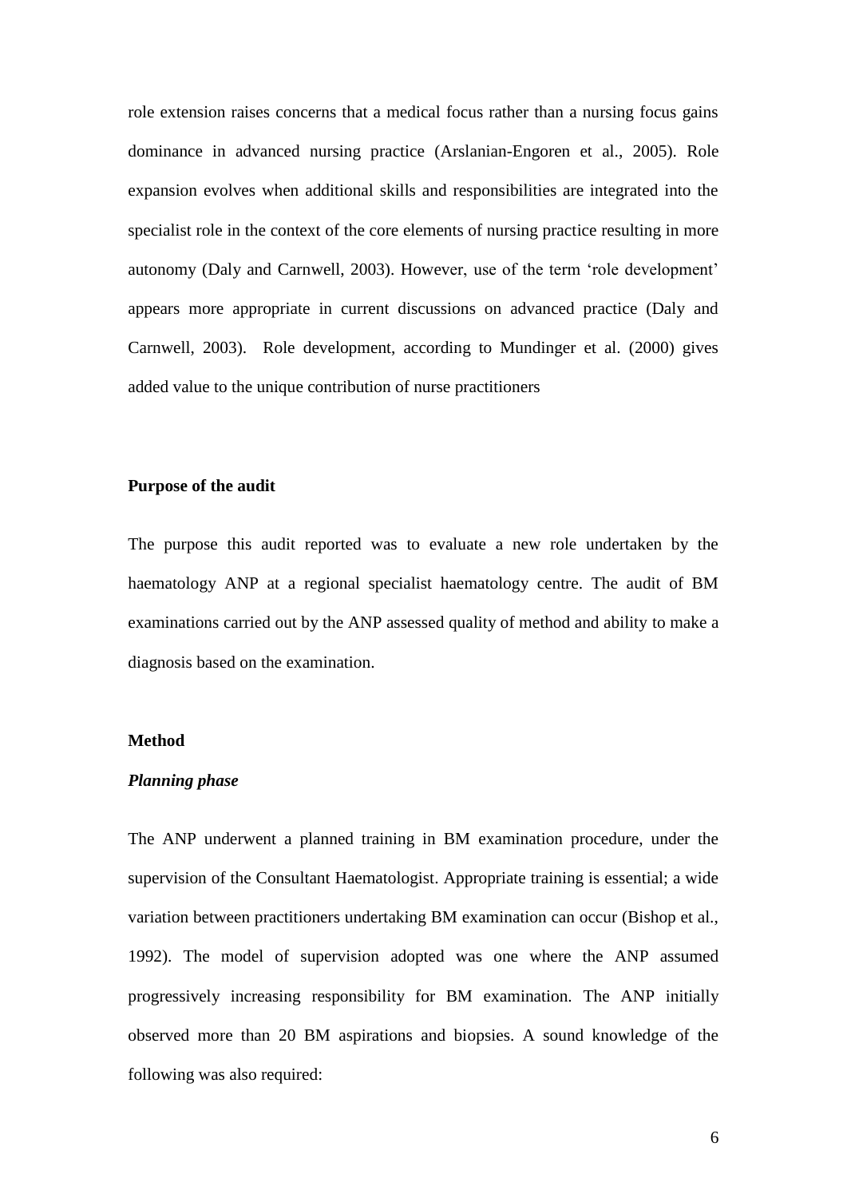role extension raises concerns that a medical focus rather than a nursing focus gains dominance in advanced nursing practice (Arslanian-Engoren et al., 2005). Role expansion evolves when additional skills and responsibilities are integrated into the specialist role in the context of the core elements of nursing practice resulting in more autonomy (Daly and Carnwell, 2003). However, use of the term 'role development' appears more appropriate in current discussions on advanced practice (Daly and Carnwell, 2003). Role development, according to Mundinger et al. (2000) gives added value to the unique contribution of nurse practitioners

**Purpose of the audit**

The purpose this audit reported was to evaluate a new role undertaken by the haematology ANP at a regional specialist haematology centre. The audit of BM examinations carried out by the ANP assessed quality of method and ability to make a diagnosis based on the examination.

**Method**

***Planning phase***

The ANP underwent a planned training in BM examination procedure, under the supervision of the Consultant Haematologist. Appropriate training is essential; a wide variation between practitioners undertaking BM examination can occur (Bishop et al., 1992). The model of supervision adopted was one where the ANP assumed progressively increasing responsibility for BM examination. The ANP initially observed more than 20 BM aspirations and biopsies. A sound knowledge of the following was also required: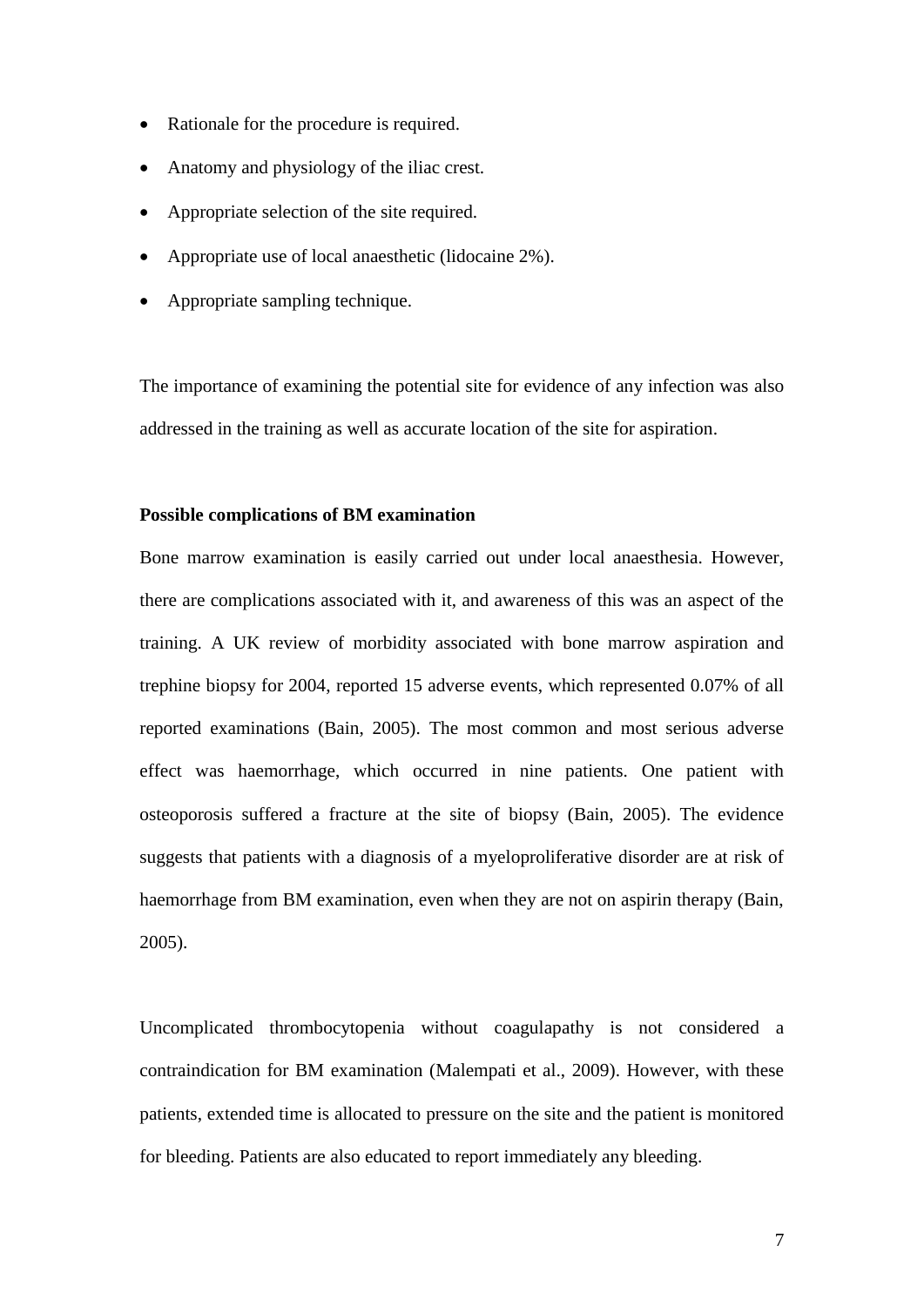- Rationale for the procedure is required.
- Anatomy and physiology of the iliac crest.
- Appropriate selection of the site required.
- Appropriate use of local anaesthetic (lidocaine 2%).
- Appropriate sampling technique.

The importance of examining the potential site for evidence of any infection was also addressed in the training as well as accurate location of the site for aspiration.

**Possible complications of BM examination**

Bone marrow examination is easily carried out under local anaesthesia. However, there are complications associated with it, and awareness of this was an aspect of the training. A UK review of morbidity associated with bone marrow aspiration and trephine biopsy for 2004, reported 15 adverse events, which represented 0.07% of all reported examinations (Bain, 2005). The most common and most serious adverse effect was haemorrhage, which occurred in nine patients. One patient with osteoporosis suffered a fracture at the site of biopsy (Bain, 2005). The evidence suggests that patients with a diagnosis of a myeloproliferative disorder are at risk of haemorrhage from BM examination, even when they are not on aspirin therapy (Bain, 2005).

Uncomplicated thrombocytopenia without coagulapathy is not considered a contraindication for BM examination (Malempati et al., 2009). However, with these patients, extended time is allocated to pressure on the site and the patient is monitored for bleeding. Patients are also educated to report immediately any bleeding.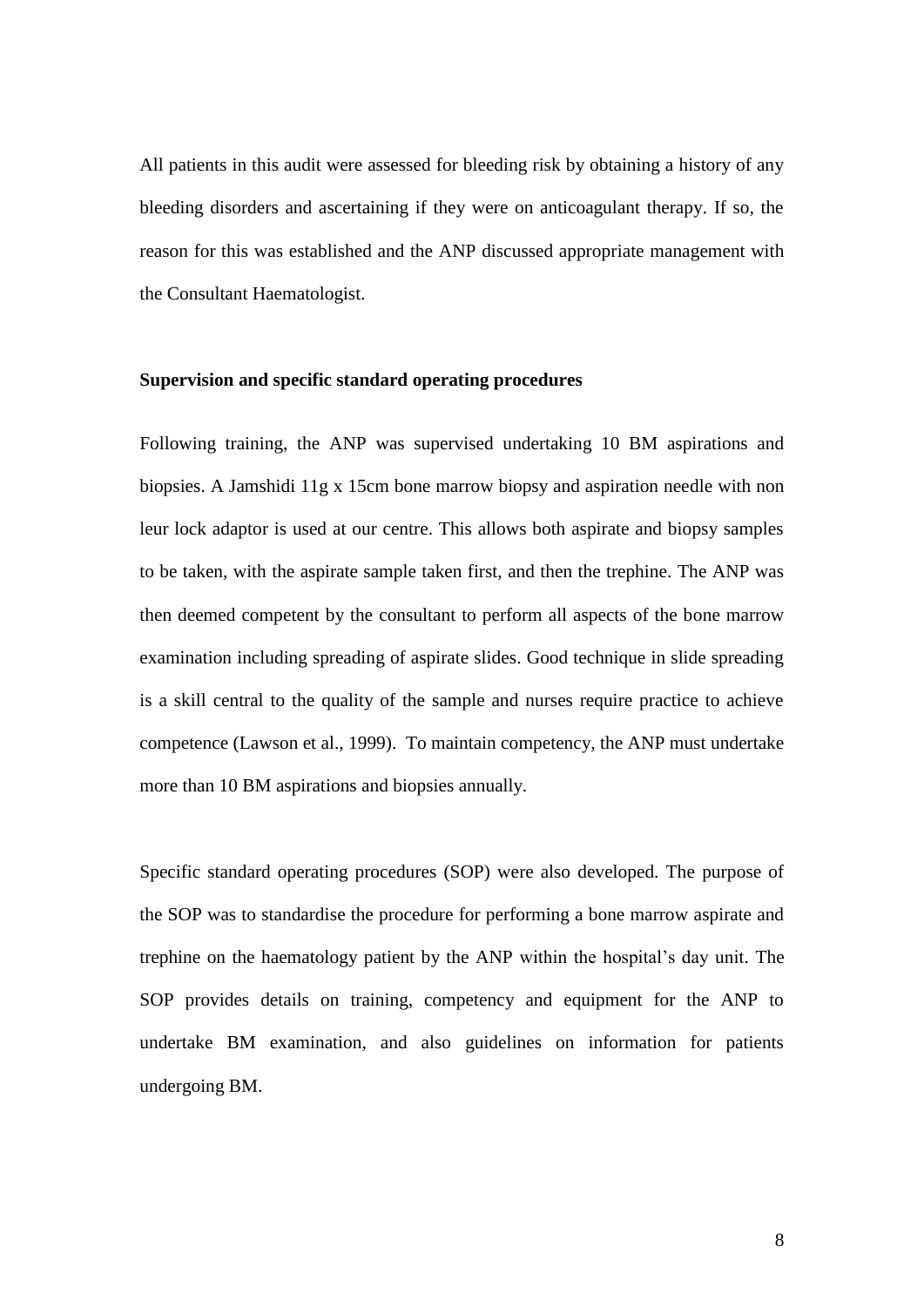All patients in this audit were assessed for bleeding risk by obtaining a history of any bleeding disorders and ascertaining if they were on anticoagulant therapy. If so, the reason for this was established and the ANP discussed appropriate management with the Consultant Haematologist.

**Supervision and specific standard operating procedures**

Following training, the ANP was supervised undertaking 10 BM aspirations and biopsies. A Jamshidi 11g x 15cm bone marrow biopsy and aspiration needle with non leur lock adaptor is used at our centre. This allows both aspirate and biopsy samples to be taken, with the aspirate sample taken first, and then the trephine. The ANP was then deemed competent by the consultant to perform all aspects of the bone marrow examination including spreading of aspirate slides. Good technique in slide spreading is a skill central to the quality of the sample and nurses require practice to achieve competence (Lawson et al., 1999). To maintain competency, the ANP must undertake more than 10 BM aspirations and biopsies annually.

Specific standard operating procedures (SOP) were also developed. The purpose of the SOP was to standardise the procedure for performing a bone marrow aspirate and trephine on the haematology patient by the ANP within the hospital's day unit. The SOP provides details on training, competency and equipment for the ANP to undertake BM examination, and also guidelines on information for patients undergoing BM.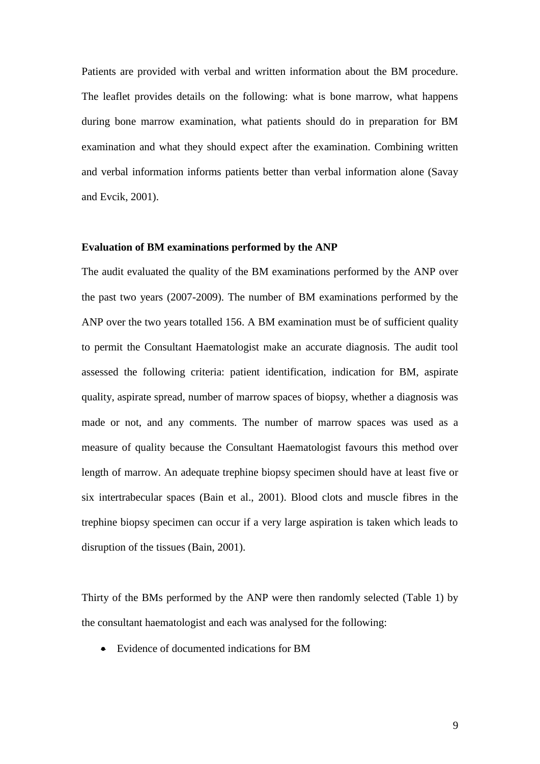Patients are provided with verbal and written information about the BM procedure. The leaflet provides details on the following: what is bone marrow, what happens during bone marrow examination, what patients should do in preparation for BM examination and what they should expect after the examination. Combining written and verbal information informs patients better than verbal information alone (Savay and Evcik, 2001).

**Evaluation of BM examinations performed by the ANP**

The audit evaluated the quality of the BM examinations performed by the ANP over the past two years (2007-2009). The number of BM examinations performed by the ANP over the two years totalled 156. A BM examination must be of sufficient quality to permit the Consultant Haematologist make an accurate diagnosis. The audit tool assessed the following criteria: patient identification, indication for BM, aspirate quality, aspirate spread, number of marrow spaces of biopsy, whether a diagnosis was made or not, and any comments. The number of marrow spaces was used as a measure of quality because the Consultant Haematologist favours this method over length of marrow. An adequate trephine biopsy specimen should have at least five or six intertrabecular spaces (Bain et al., 2001). Blood clots and muscle fibres in the trephine biopsy specimen can occur if a very large aspiration is taken which leads to disruption of the tissues (Bain, 2001).

Thirty of the BMs performed by the ANP were then randomly selected (Table 1) by the consultant haematologist and each was analysed for the following:

- Evidence of documented indications for BM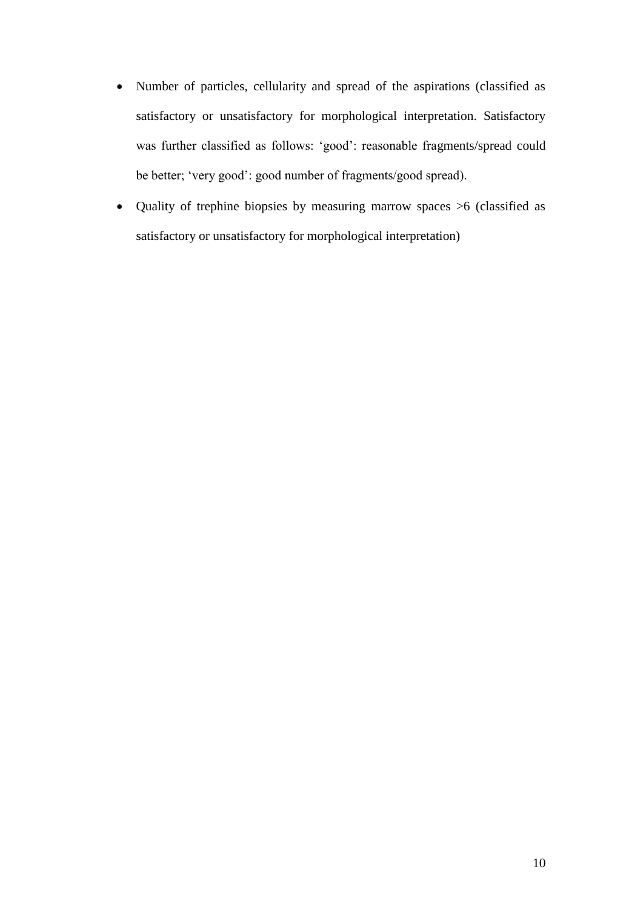- Number of particles, cellularity and spread of the aspirations (classified as satisfactory or unsatisfactory for morphological interpretation. Satisfactory was further classified as follows: 'good': reasonable fragments/spread could be better; 'very good': good number of fragments/good spread).
- Quality of trephine biopsies by measuring marrow spaces >6 (classified as satisfactory or unsatisfactory for morphological interpretation)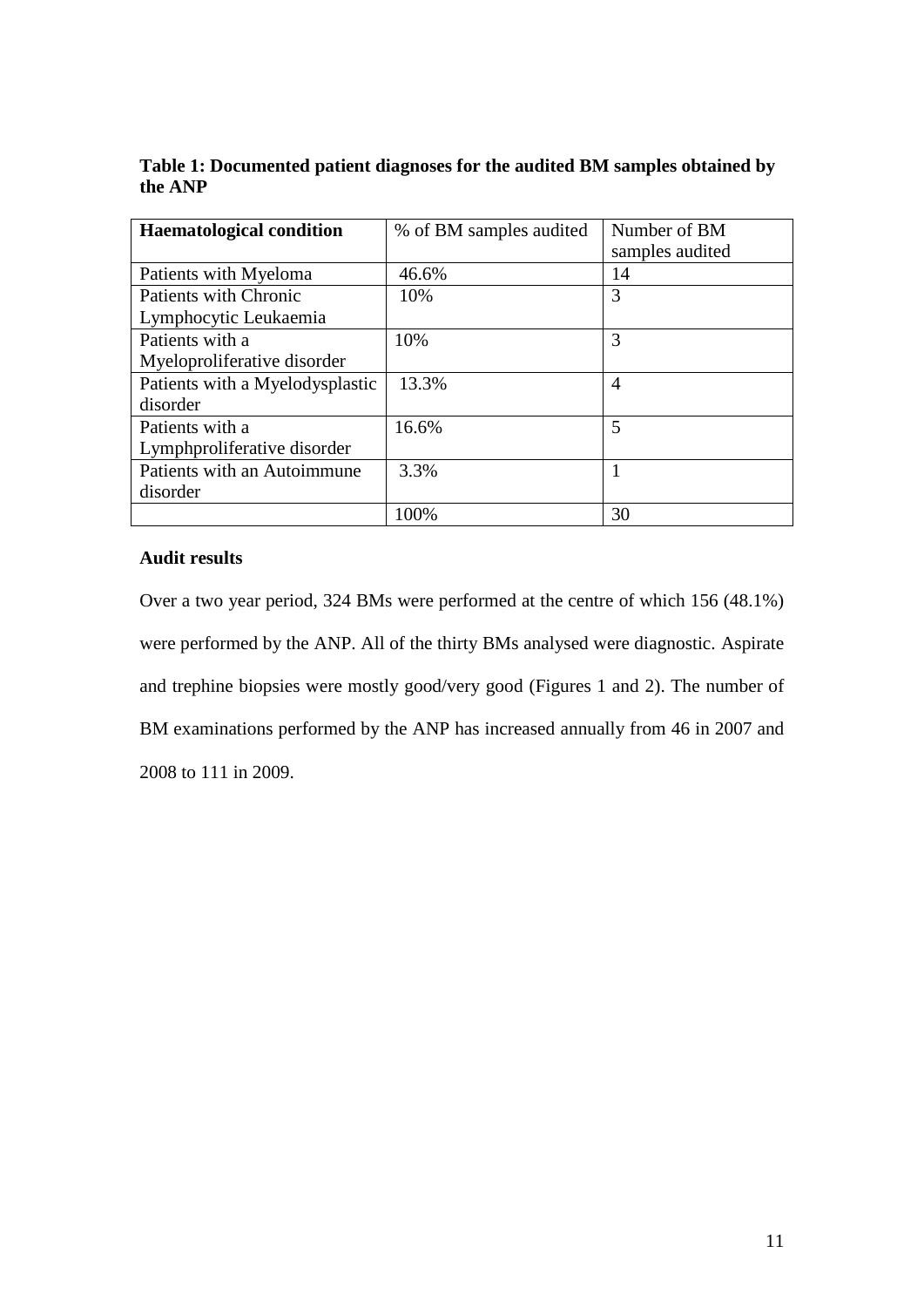**Table 1: Documented patient diagnoses for the audited BM samples obtained by the ANP**

| **Haematological condition** | % of BM samples audited | Number of BM samples audited |
|---|---|---|
| Patients with Myeloma | 46.6% | 14 |
| Patients with Chronic Lymphocytic Leukaemia | 10% | 3 |
| Patients with a Myeloproliferative disorder | 10% | 3 |
| Patients with a Myelodysplastic disorder | 13.3% | 4 |
| Patients with a Lymphproliferative disorder | 16.6% | 5 |
| Patients with an Autoimmune disorder | 3.3% | 1 |
| | 100% | 30 |

**Audit results**

Over a two year period, 324 BMs were performed at the centre of which 156 (48.1%) were performed by the ANP. All of the thirty BMs analysed were diagnostic. Aspirate and trephine biopsies were mostly good/very good (Figures 1 and 2). The number of BM examinations performed by the ANP has increased annually from 46 in 2007 and 2008 to 111 in 2009.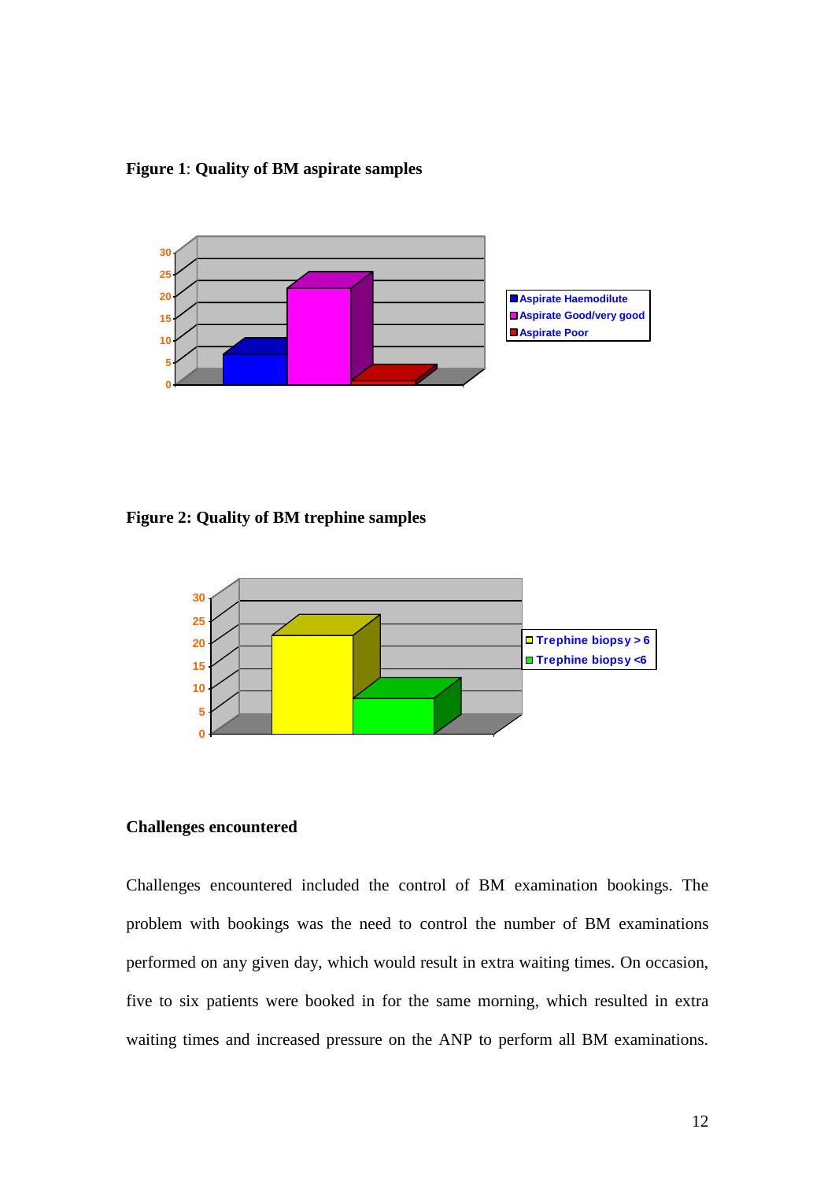**Figure 1**: **Quality of BM aspirate samples**

**Figure 2: Quality of BM trephine samples**

## Challenges encountered

Challenges encountered included the control of BM examination bookings. The problem with bookings was the need to control the number of BM examinations performed on any given day, which would result in extra waiting times. On occasion, five to six patients were booked in for the same morning, which resulted in extra waiting times and increased pressure on the ANP to perform all BM examinations.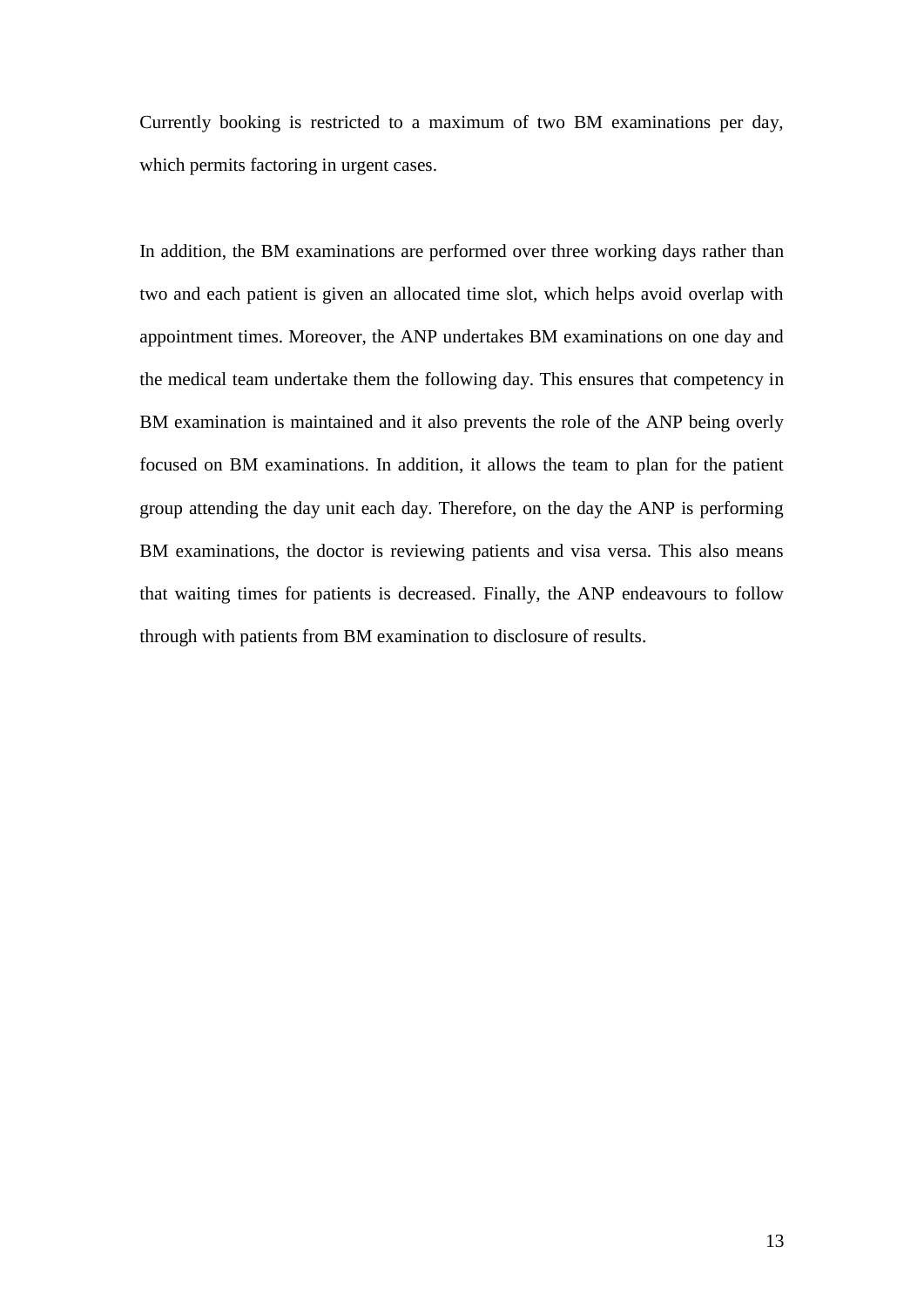Currently booking is restricted to a maximum of two BM examinations per day, which permits factoring in urgent cases.

In addition, the BM examinations are performed over three working days rather than two and each patient is given an allocated time slot, which helps avoid overlap with appointment times. Moreover, the ANP undertakes BM examinations on one day and the medical team undertake them the following day. This ensures that competency in BM examination is maintained and it also prevents the role of the ANP being overly focused on BM examinations. In addition, it allows the team to plan for the patient group attending the day unit each day. Therefore, on the day the ANP is performing BM examinations, the doctor is reviewing patients and visa versa. This also means that waiting times for patients is decreased. Finally, the ANP endeavours to follow through with patients from BM examination to disclosure of results.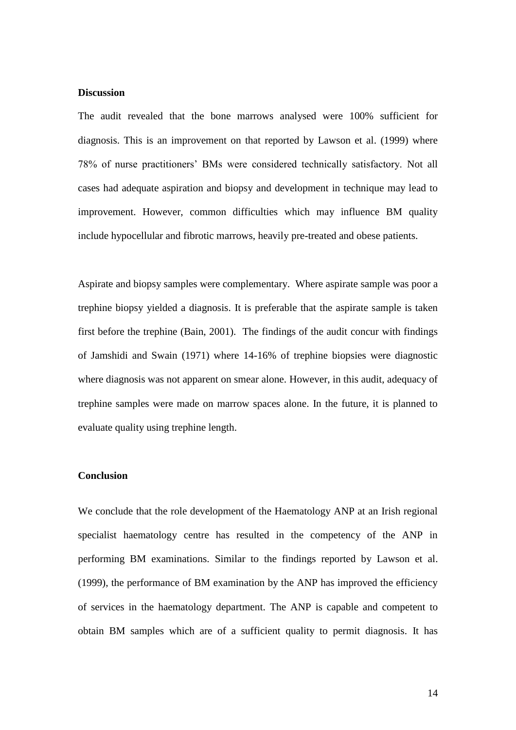## Discussion

The audit revealed that the bone marrows analysed were 100% sufficient for diagnosis. This is an improvement on that reported by Lawson et al. (1999) where 78% of nurse practitioners' BMs were considered technically satisfactory. Not all cases had adequate aspiration and biopsy and development in technique may lead to improvement. However, common difficulties which may influence BM quality include hypocellular and fibrotic marrows, heavily pre-treated and obese patients.

Aspirate and biopsy samples were complementary. Where aspirate sample was poor a trephine biopsy yielded a diagnosis. It is preferable that the aspirate sample is taken first before the trephine (Bain, 2001). The findings of the audit concur with findings of Jamshidi and Swain (1971) where 14-16% of trephine biopsies were diagnostic where diagnosis was not apparent on smear alone. However, in this audit, adequacy of trephine samples were made on marrow spaces alone. In the future, it is planned to evaluate quality using trephine length.

## Conclusion

We conclude that the role development of the Haematology ANP at an Irish regional specialist haematology centre has resulted in the competency of the ANP in performing BM examinations. Similar to the findings reported by Lawson et al. (1999), the performance of BM examination by the ANP has improved the efficiency of services in the haematology department. The ANP is capable and competent to obtain BM samples which are of a sufficient quality to permit diagnosis. It has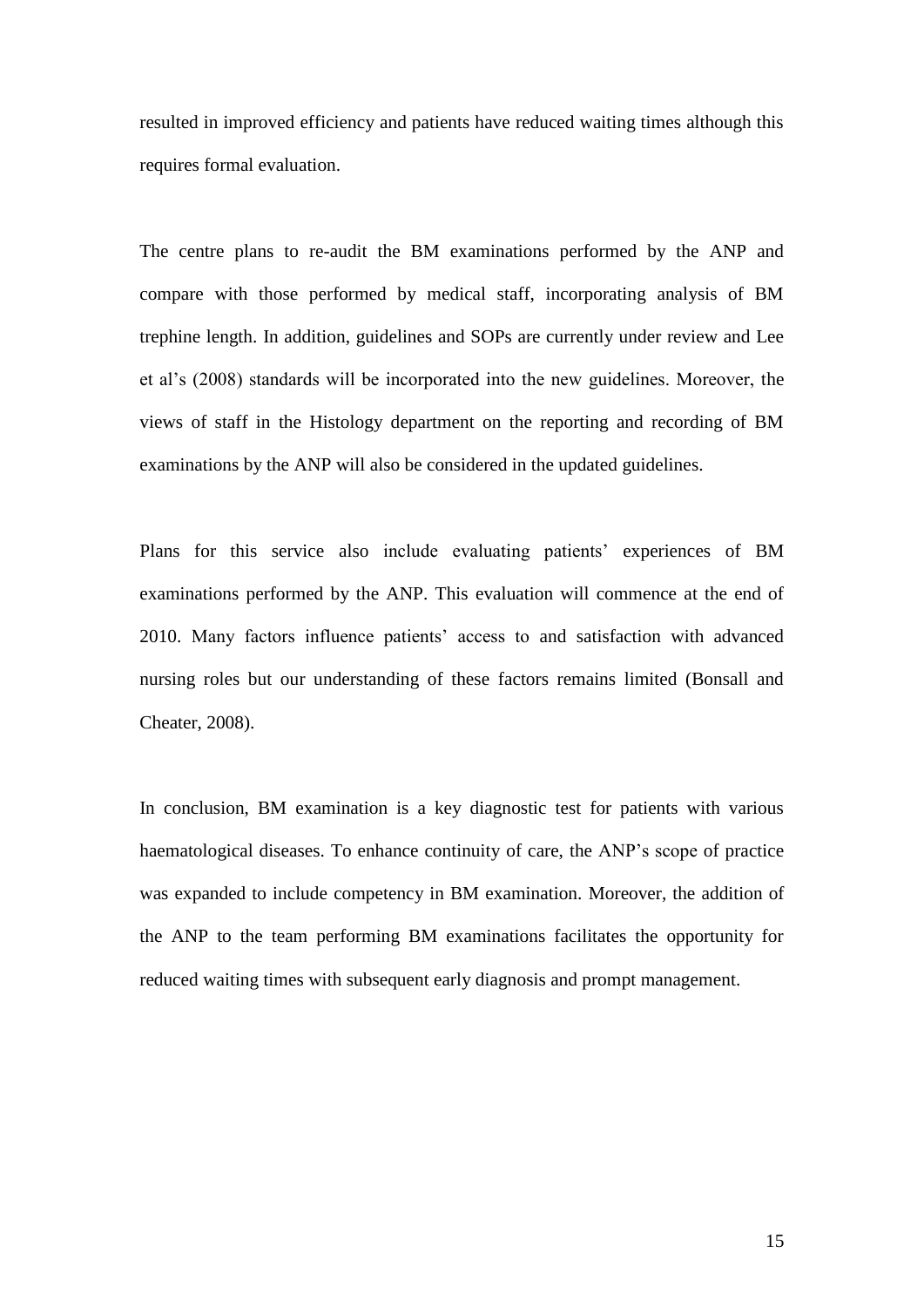resulted in improved efficiency and patients have reduced waiting times although this requires formal evaluation.

The centre plans to re-audit the BM examinations performed by the ANP and compare with those performed by medical staff, incorporating analysis of BM trephine length. In addition, guidelines and SOPs are currently under review and Lee et al's (2008) standards will be incorporated into the new guidelines. Moreover, the views of staff in the Histology department on the reporting and recording of BM examinations by the ANP will also be considered in the updated guidelines.

Plans for this service also include evaluating patients' experiences of BM examinations performed by the ANP. This evaluation will commence at the end of 2010. Many factors influence patients' access to and satisfaction with advanced nursing roles but our understanding of these factors remains limited (Bonsall and Cheater, 2008).

In conclusion, BM examination is a key diagnostic test for patients with various haematological diseases. To enhance continuity of care, the ANP's scope of practice was expanded to include competency in BM examination. Moreover, the addition of the ANP to the team performing BM examinations facilitates the opportunity for reduced waiting times with subsequent early diagnosis and prompt management.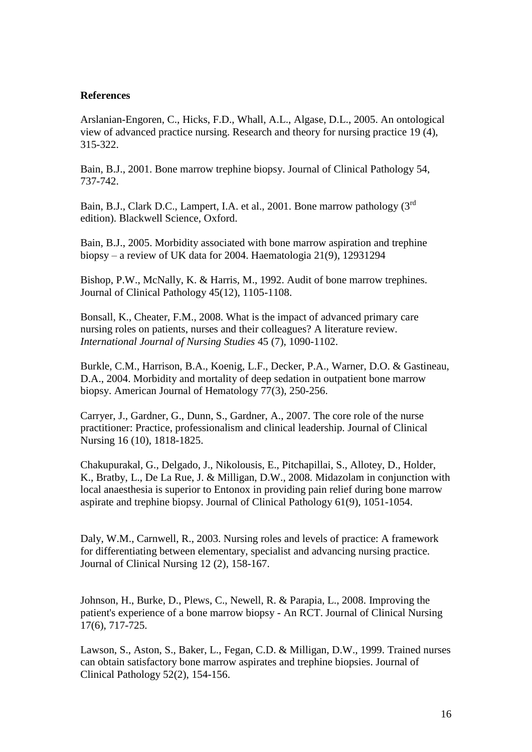**References**

Arslanian-Engoren, C., Hicks, F.D., Whall, A.L., Algase, D.L., 2005. An ontological view of advanced practice nursing. Research and theory for nursing practice 19 (4), 315-322.

Bain, B.J., 2001. Bone marrow trephine biopsy. Journal of Clinical Pathology 54, 737-742.

Bain, B.J., Clark D.C., Lampert, I.A. et al., 2001. Bone marrow pathology (3rd edition). Blackwell Science, Oxford.

Bain, B.J., 2005. Morbidity associated with bone marrow aspiration and trephine biopsy – a review of UK data for 2004. Haematologia 21(9), 12931294

Bishop, P.W., McNally, K. & Harris, M., 1992. Audit of bone marrow trephines. Journal of Clinical Pathology 45(12), 1105-1108.

Bonsall, K., Cheater, F.M., 2008. What is the impact of advanced primary care nursing roles on patients, nurses and their colleagues? A literature review. *International Journal of Nursing Studies* 45 (7), 1090-1102.

Burkle, C.M., Harrison, B.A., Koenig, L.F., Decker, P.A., Warner, D.O. & Gastineau, D.A., 2004. Morbidity and mortality of deep sedation in outpatient bone marrow biopsy. American Journal of Hematology 77(3), 250-256.

Carryer, J., Gardner, G., Dunn, S., Gardner, A., 2007. The core role of the nurse practitioner: Practice, professionalism and clinical leadership. Journal of Clinical Nursing 16 (10), 1818-1825.

Chakupurakal, G., Delgado, J., Nikolousis, E., Pitchapillai, S., Allotey, D., Holder, K., Bratby, L., De La Rue, J. & Milligan, D.W., 2008. Midazolam in conjunction with local anaesthesia is superior to Entonox in providing pain relief during bone marrow aspirate and trephine biopsy. Journal of Clinical Pathology 61(9), 1051-1054.

Daly, W.M., Carnwell, R., 2003. Nursing roles and levels of practice: A framework for differentiating between elementary, specialist and advancing nursing practice. Journal of Clinical Nursing 12 (2), 158-167.

Johnson, H., Burke, D., Plews, C., Newell, R. & Parapia, L., 2008. Improving the patient's experience of a bone marrow biopsy - An RCT. Journal of Clinical Nursing 17(6), 717-725.

Lawson, S., Aston, S., Baker, L., Fegan, C.D. & Milligan, D.W., 1999. Trained nurses can obtain satisfactory bone marrow aspirates and trephine biopsies. Journal of Clinical Pathology 52(2), 154-156.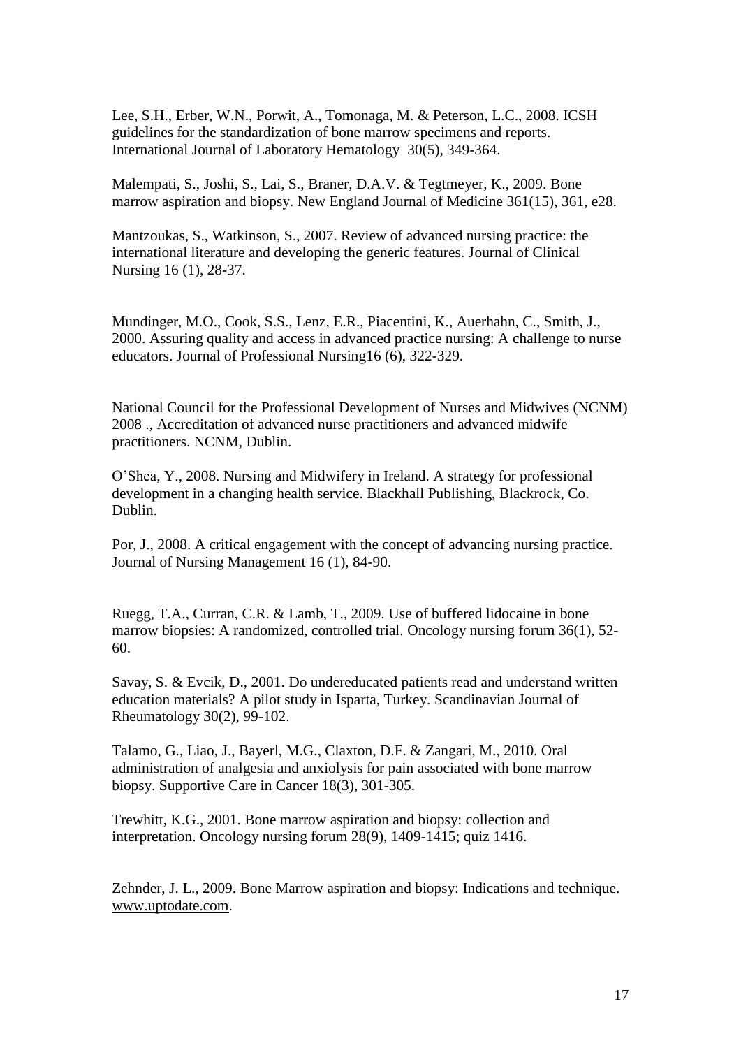Lee, S.H., Erber, W.N., Porwit, A., Tomonaga, M. & Peterson, L.C., 2008. ICSH guidelines for the standardization of bone marrow specimens and reports. International Journal of Laboratory Hematology 30(5), 349-364.

Malempati, S., Joshi, S., Lai, S., Braner, D.A.V. & Tegtmeyer, K., 2009. Bone marrow aspiration and biopsy. New England Journal of Medicine 361(15), 361, e28.

Mantzoukas, S., Watkinson, S., 2007. Review of advanced nursing practice: the international literature and developing the generic features. Journal of Clinical Nursing 16 (1), 28-37.

Mundinger, M.O., Cook, S.S., Lenz, E.R., Piacentini, K., Auerhahn, C., Smith, J., 2000. Assuring quality and access in advanced practice nursing: A challenge to nurse educators. Journal of Professional Nursing16 (6), 322-329.

National Council for the Professional Development of Nurses and Midwives (NCNM) 2008 ., Accreditation of advanced nurse practitioners and advanced midwife practitioners. NCNM, Dublin.

O'Shea, Y., 2008. Nursing and Midwifery in Ireland. A strategy for professional development in a changing health service. Blackhall Publishing, Blackrock, Co. Dublin.

Por, J., 2008. A critical engagement with the concept of advancing nursing practice. Journal of Nursing Management 16 (1), 84-90.

Ruegg, T.A., Curran, C.R. & Lamb, T., 2009. Use of buffered lidocaine in bone marrow biopsies: A randomized, controlled trial. Oncology nursing forum 36(1), 52-60.

Savay, S. & Evcik, D., 2001. Do undereducated patients read and understand written education materials? A pilot study in Isparta, Turkey. Scandinavian Journal of Rheumatology 30(2), 99-102.

Talamo, G., Liao, J., Bayerl, M.G., Claxton, D.F. & Zangari, M., 2010. Oral administration of analgesia and anxiolysis for pain associated with bone marrow biopsy. Supportive Care in Cancer 18(3), 301-305.

Trewhitt, K.G., 2001. Bone marrow aspiration and biopsy: collection and interpretation. Oncology nursing forum 28(9), 1409-1415; quiz 1416.

Zehnder, J. L., 2009. Bone Marrow aspiration and biopsy: Indications and technique. www.uptodate.com.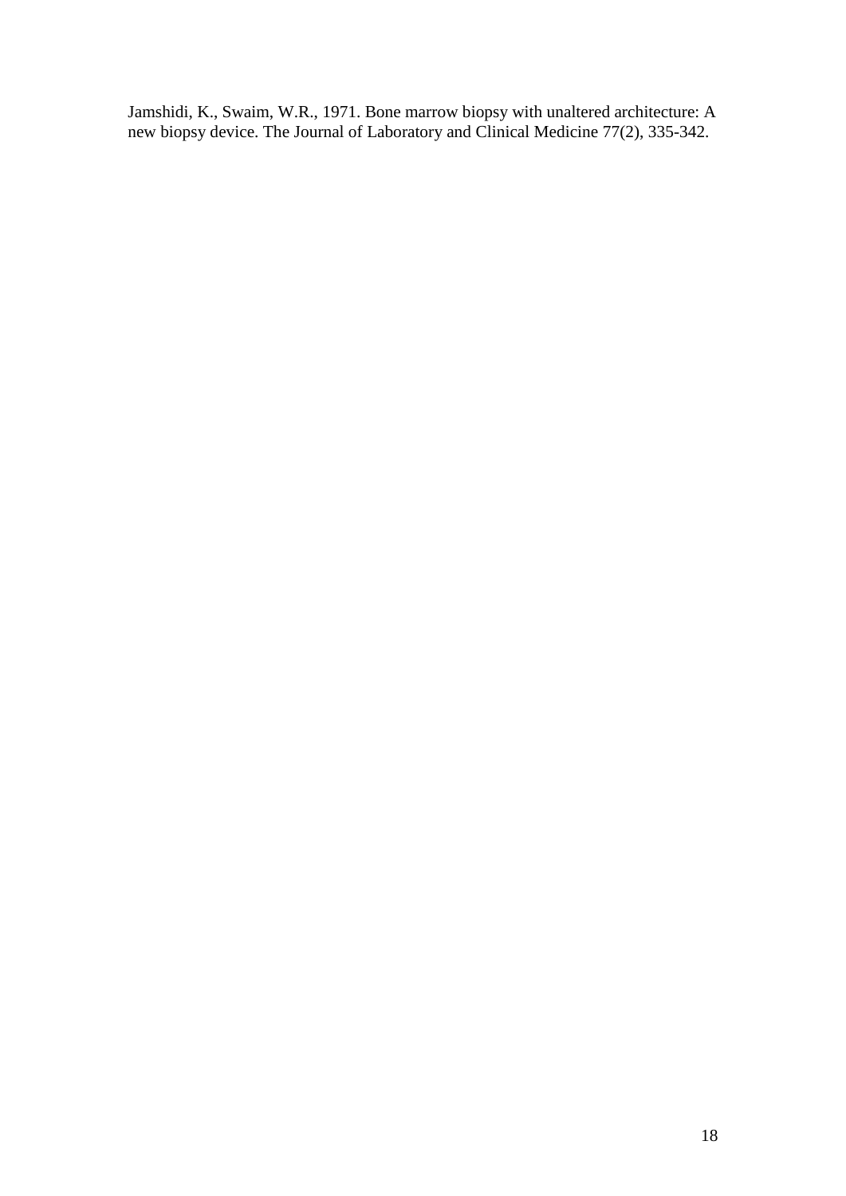Jamshidi, K., Swaim, W.R., 1971. Bone marrow biopsy with unaltered architecture: A new biopsy device. The Journal of Laboratory and Clinical Medicine 77(2), 335-342.